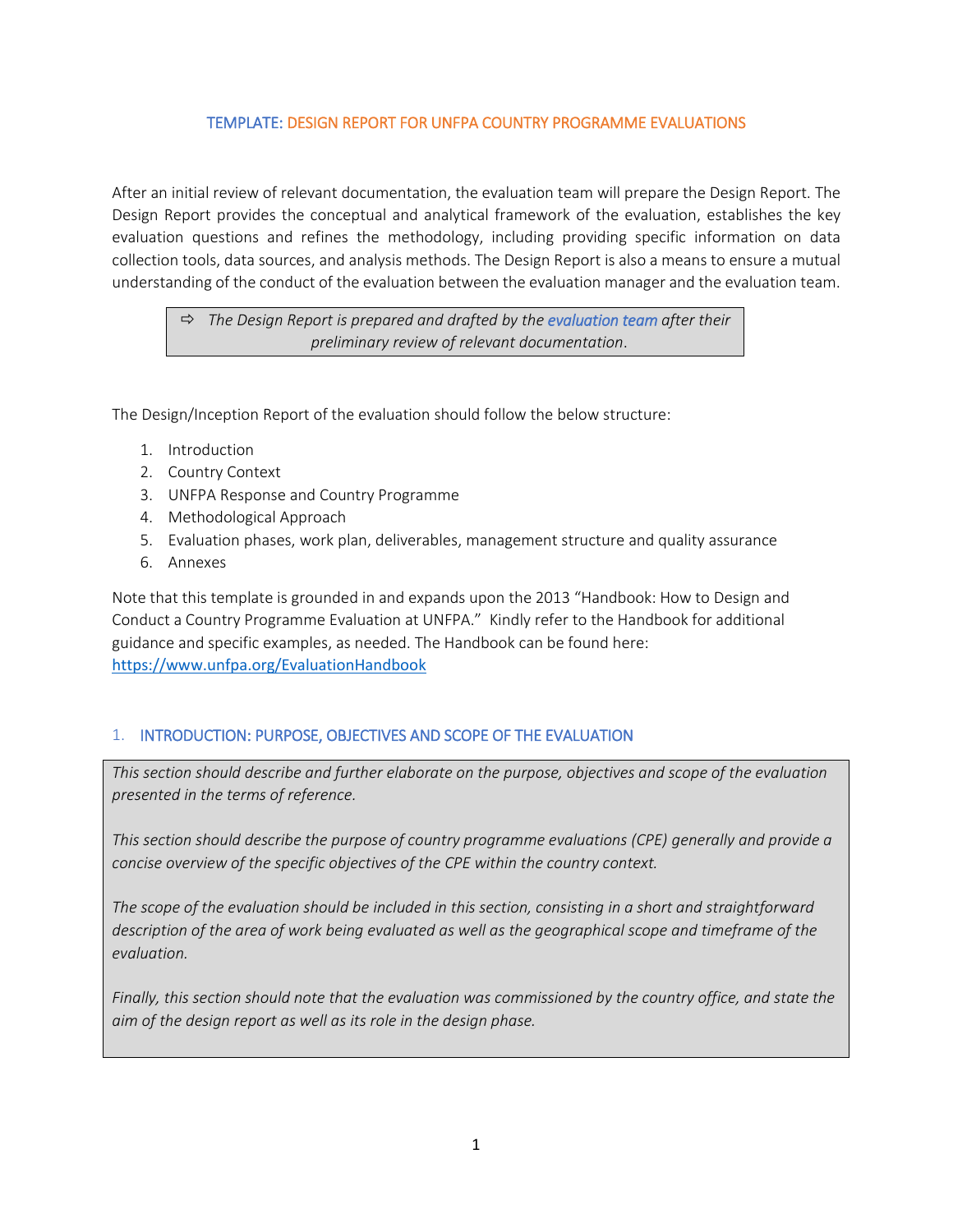# TEMPLATE: DESIGN REPORT FOR UNFPA COUNTRY PROGRAMME EVALUATIONS

After an initial review of relevant documentation, the evaluation team will prepare the Design Report. The Design Report provides the conceptual and analytical framework of the evaluation, establishes the key evaluation questions and refines the methodology, including providing specific information on data collection tools, data sources, and analysis methods. The Design Report is also a means to ensure a mutual understanding of the conduct of the evaluation between the evaluation manager and the evaluation team.

> ⇨ *The Design Report is prepared and drafted by the evaluation team after their preliminary review of relevant documentation.*

The Design/Inception Report of the evaluation should follow the below structure:

1. Introduction
2. Country Context
3. UNFPA Response and Country Programme
4. Methodological Approach
5. Evaluation phases, work plan, deliverables, management structure and quality assurance
6. Annexes

Note that this template is grounded in and expands upon the 2013 "Handbook: How to Design and Conduct a Country Programme Evaluation at UNFPA." Kindly refer to the Handbook for additional guidance and specific examples, as needed. The Handbook can be found here: https://www.unfpa.org/EvaluationHandbook

## 1. INTRODUCTION: PURPOSE, OBJECTIVES AND SCOPE OF THE EVALUATION

*This section should describe and further elaborate on the purpose, objectives and scope of the evaluation presented in the terms of reference.*

*This section should describe the purpose of country programme evaluations (CPE) generally and provide a concise overview of the specific objectives of the CPE within the country context.*

*The scope of the evaluation should be included in this section, consisting in a short and straightforward description of the area of work being evaluated as well as the geographical scope and timeframe of the evaluation.*

*Finally, this section should note that the evaluation was commissioned by the country office, and state the aim of the design report as well as its role in the design phase.*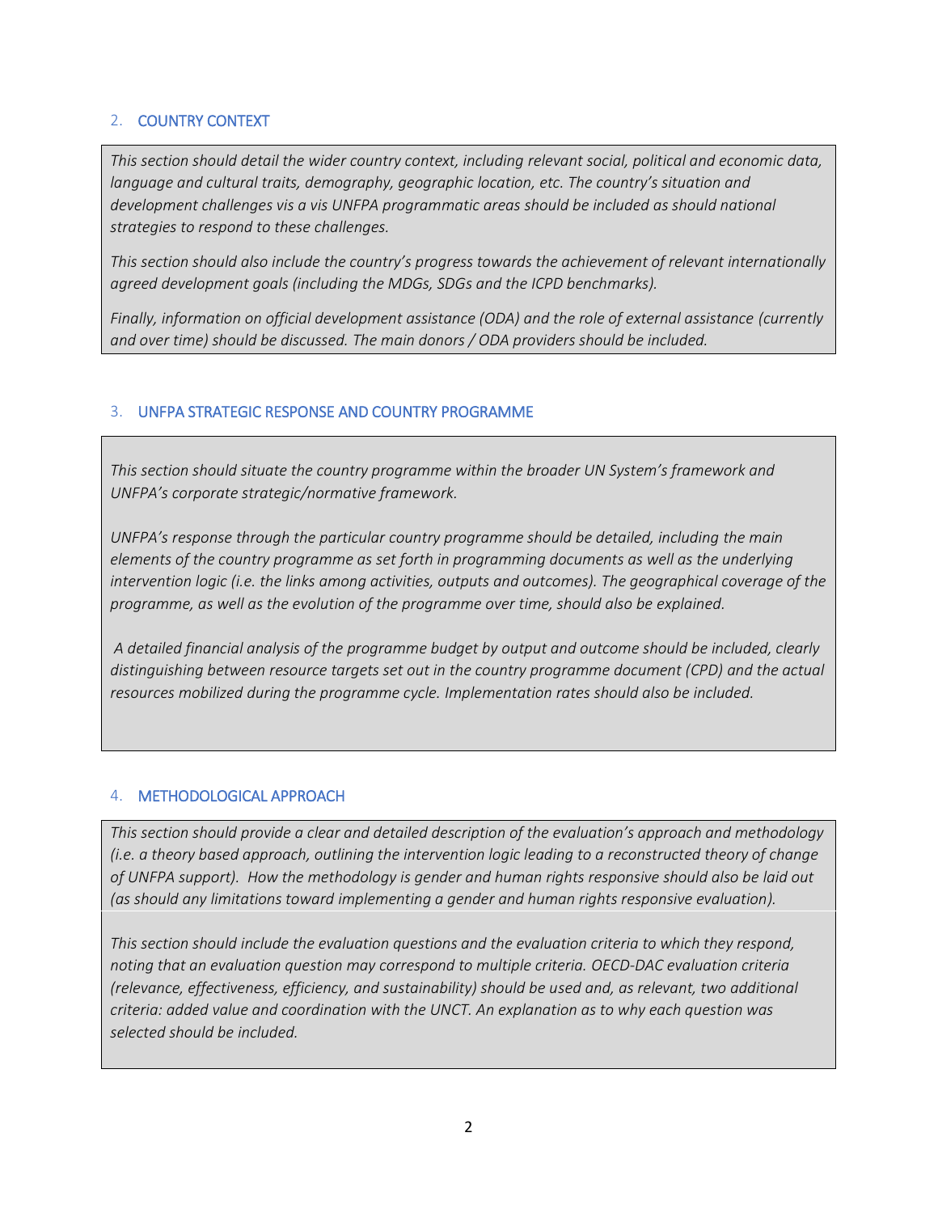## 2. COUNTRY CONTEXT

*This section should detail the wider country context, including relevant social, political and economic data, language and cultural traits, demography, geographic location, etc. The country's situation and development challenges vis a vis UNFPA programmatic areas should be included as should national strategies to respond to these challenges.*

*This section should also include the country's progress towards the achievement of relevant internationally agreed development goals (including the MDGs, SDGs and the ICPD benchmarks).*

*Finally, information on official development assistance (ODA) and the role of external assistance (currently and over time) should be discussed. The main donors / ODA providers should be included.*

## 3. UNFPA STRATEGIC RESPONSE AND COUNTRY PROGRAMME

*This section should situate the country programme within the broader UN System's framework and UNFPA's corporate strategic/normative framework.*

*UNFPA's response through the particular country programme should be detailed, including the main elements of the country programme as set forth in programming documents as well as the underlying intervention logic (i.e. the links among activities, outputs and outcomes). The geographical coverage of the programme, as well as the evolution of the programme over time, should also be explained.*

*A detailed financial analysis of the programme budget by output and outcome should be included, clearly distinguishing between resource targets set out in the country programme document (CPD) and the actual resources mobilized during the programme cycle. Implementation rates should also be included.*

## 4. METHODOLOGICAL APPROACH

*This section should provide a clear and detailed description of the evaluation's approach and methodology (i.e. a theory based approach, outlining the intervention logic leading to a reconstructed theory of change of UNFPA support). How the methodology is gender and human rights responsive should also be laid out (as should any limitations toward implementing a gender and human rights responsive evaluation).*

*This section should include the evaluation questions and the evaluation criteria to which they respond, noting that an evaluation question may correspond to multiple criteria. OECD-DAC evaluation criteria (relevance, effectiveness, efficiency, and sustainability) should be used and, as relevant, two additional criteria: added value and coordination with the UNCT. An explanation as to why each question was selected should be included.*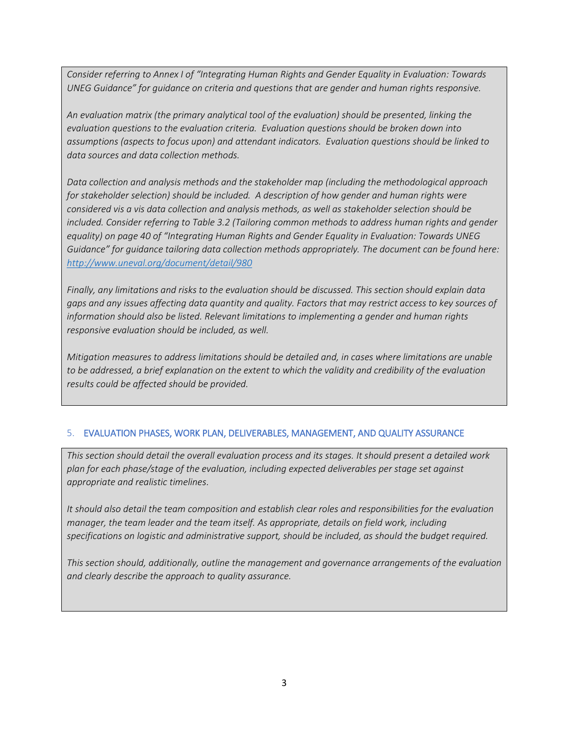*Consider referring to Annex I of "Integrating Human Rights and Gender Equality in Evaluation: Towards UNEG Guidance" for guidance on criteria and questions that are gender and human rights responsive.*

*An evaluation matrix (the primary analytical tool of the evaluation) should be presented, linking the evaluation questions to the evaluation criteria. Evaluation questions should be broken down into assumptions (aspects to focus upon) and attendant indicators. Evaluation questions should be linked to data sources and data collection methods.*

*Data collection and analysis methods and the stakeholder map (including the methodological approach for stakeholder selection) should be included. A description of how gender and human rights were considered vis a vis data collection and analysis methods, as well as stakeholder selection should be included. Consider referring to Table 3.2 (Tailoring common methods to address human rights and gender equality) on page 40 of "Integrating Human Rights and Gender Equality in Evaluation: Towards UNEG Guidance" for guidance tailoring data collection methods appropriately. The document can be found here: [http://www.uneval.org/document/detail/980](http://www.uneval.org/document/detail/980)*

*Finally, any limitations and risks to the evaluation should be discussed. This section should explain data gaps and any issues affecting data quantity and quality. Factors that may restrict access to key sources of information should also be listed. Relevant limitations to implementing a gender and human rights responsive evaluation should be included, as well.*

*Mitigation measures to address limitations should be detailed and, in cases where limitations are unable to be addressed, a brief explanation on the extent to which the validity and credibility of the evaluation results could be affected should be provided.*

## 5. EVALUATION PHASES, WORK PLAN, DELIVERABLES, MANAGEMENT, AND QUALITY ASSURANCE

*This section should detail the overall evaluation process and its stages. It should present a detailed work plan for each phase/stage of the evaluation, including expected deliverables per stage set against appropriate and realistic timelines.*

*It should also detail the team composition and establish clear roles and responsibilities for the evaluation manager, the team leader and the team itself. As appropriate, details on field work, including specifications on logistic and administrative support, should be included, as should the budget required.*

*This section should, additionally, outline the management and governance arrangements of the evaluation and clearly describe the approach to quality assurance.*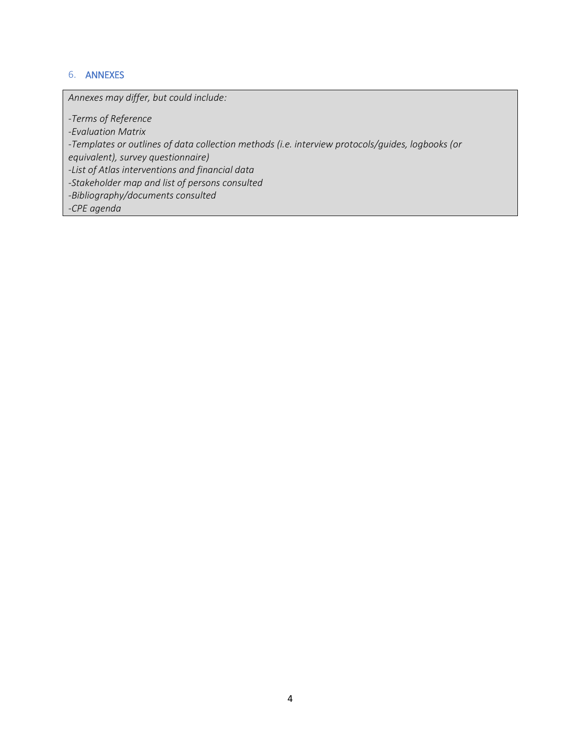## 6. ANNEXES

*Annexes may differ, but could include:*

*-Terms of Reference*
*-Evaluation Matrix*
*-Templates or outlines of data collection methods (i.e. interview protocols/guides, logbooks (or equivalent), survey questionnaire)*
*-List of Atlas interventions and financial data*
*-Stakeholder map and list of persons consulted*
*-Bibliography/documents consulted*
*-CPE agenda*